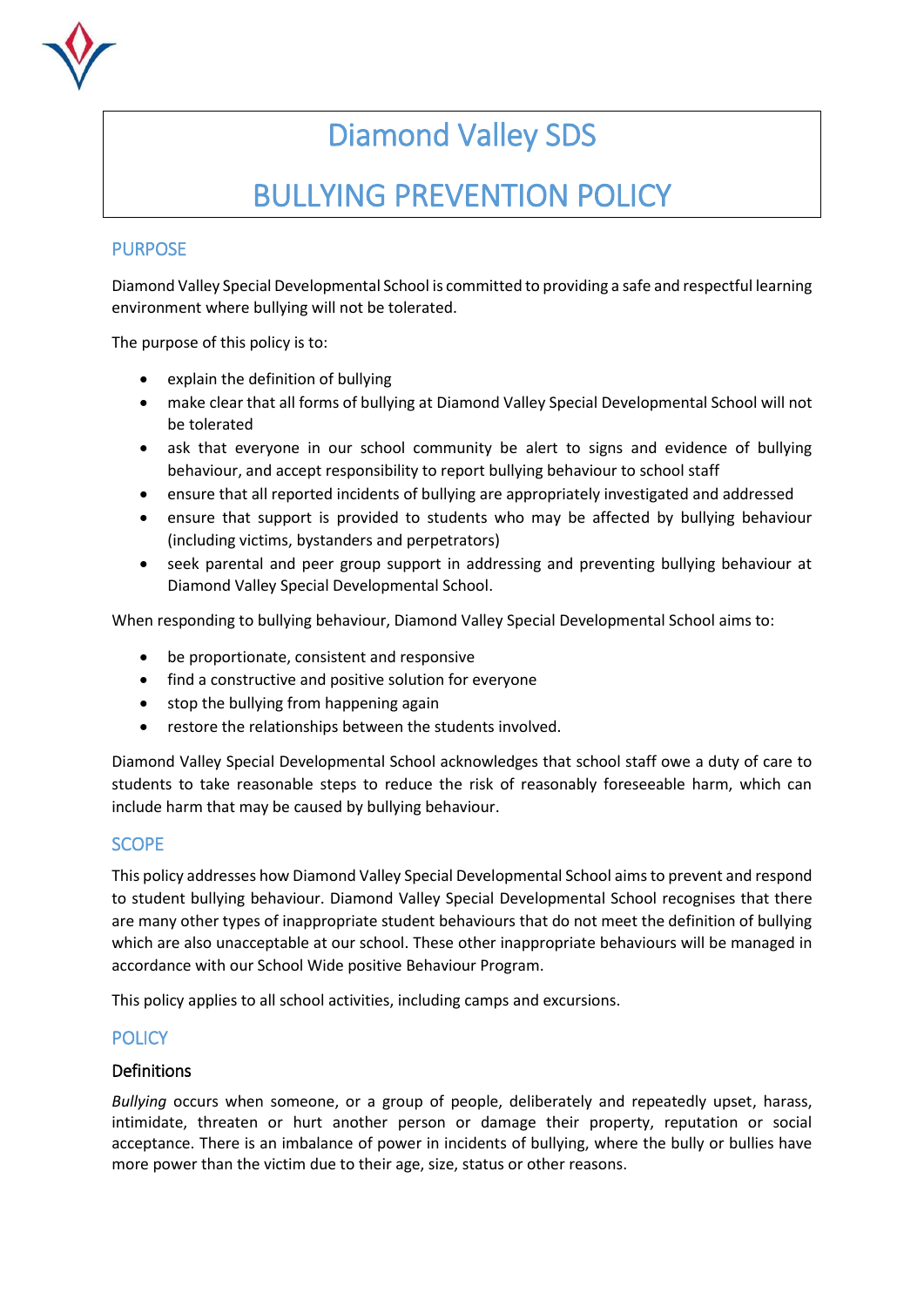# Diamond Valley SDS

# BULLYING PREVENTION POLICY

## PURPOSE

Diamond Valley Special Developmental School is committed to providing a safe and respectful learning environment where bullying will not be tolerated.

The purpose of this policy is to:

- explain the definition of bullying
- make clear that all forms of bullying at Diamond Valley Special Developmental School will not be tolerated
- ask that everyone in our school community be alert to signs and evidence of bullying behaviour, and accept responsibility to report bullying behaviour to school staff
- ensure that all reported incidents of bullying are appropriately investigated and addressed
- ensure that support is provided to students who may be affected by bullying behaviour (including victims, bystanders and perpetrators)
- seek parental and peer group support in addressing and preventing bullying behaviour at Diamond Valley Special Developmental School.

When responding to bullying behaviour, Diamond Valley Special Developmental School aims to:

- be proportionate, consistent and responsive
- find a constructive and positive solution for everyone
- stop the bullying from happening again
- restore the relationships between the students involved.

Diamond Valley Special Developmental School acknowledges that school staff owe a duty of care to students to take reasonable steps to reduce the risk of reasonably foreseeable harm, which can include harm that may be caused by bullying behaviour.

## SCOPE

This policy addresses how Diamond Valley Special Developmental School aims to prevent and respond to student bullying behaviour. Diamond Valley Special Developmental School recognises that there are many other types of inappropriate student behaviours that do not meet the definition of bullying which are also unacceptable at our school. These other inappropriate behaviours will be managed in accordance with our School Wide positive Behaviour Program.

This policy applies to all school activities, including camps and excursions.

## POLICY

### Definitions

*Bullying* occurs when someone, or a group of people, deliberately and repeatedly upset, harass, intimidate, threaten or hurt another person or damage their property, reputation or social acceptance. There is an imbalance of power in incidents of bullying, where the bully or bullies have more power than the victim due to their age, size, status or other reasons.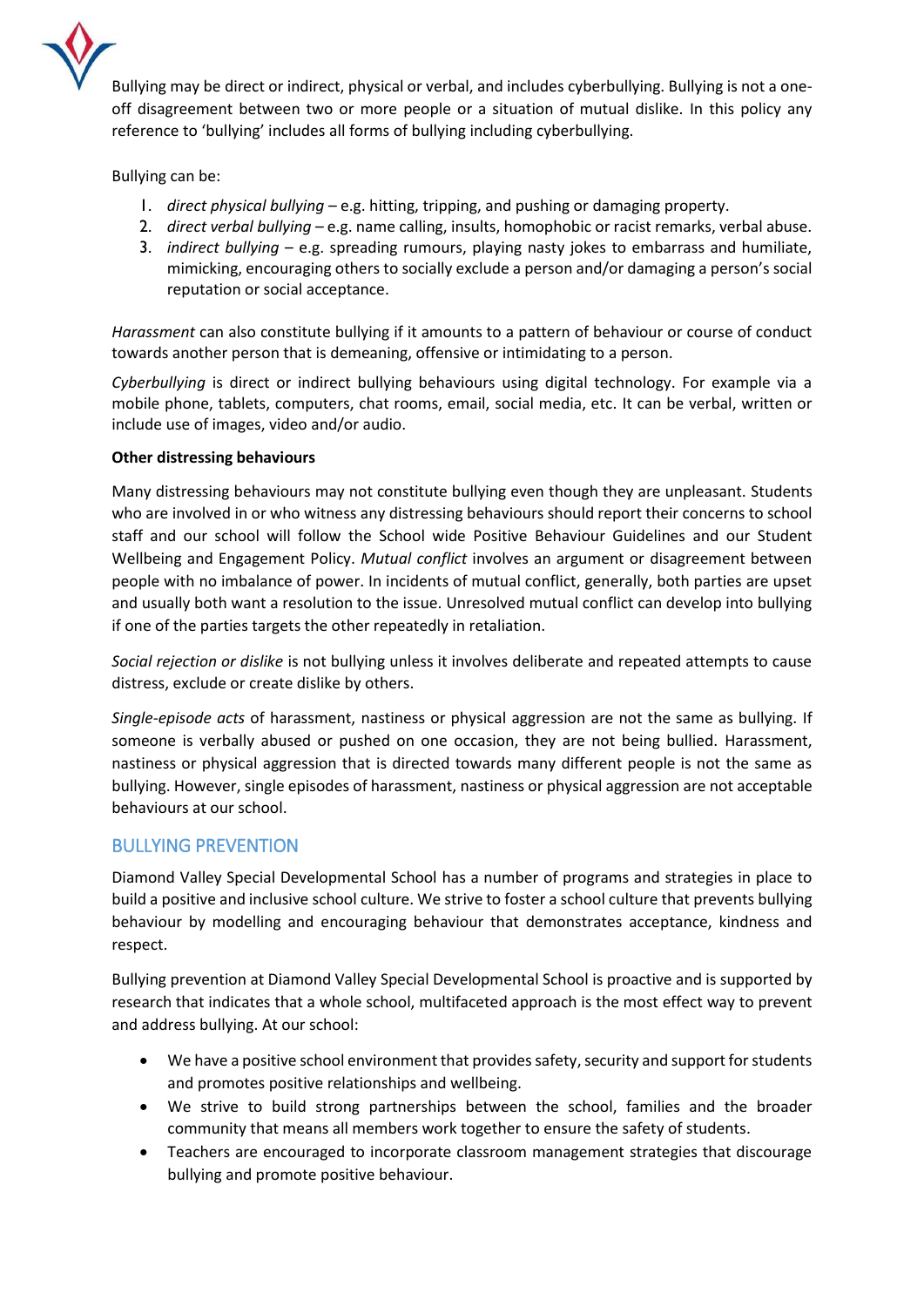Bullying may be direct or indirect, physical or verbal, and includes cyberbullying. Bullying is not a one-off disagreement between two or more people or a situation of mutual dislike. In this policy any reference to 'bullying' includes all forms of bullying including cyberbullying.

Bullying can be:

1. *direct physical bullying* – e.g. hitting, tripping, and pushing or damaging property.
2. *direct verbal bullying* – e.g. name calling, insults, homophobic or racist remarks, verbal abuse.
3. *indirect bullying* – e.g. spreading rumours, playing nasty jokes to embarrass and humiliate, mimicking, encouraging others to socially exclude a person and/or damaging a person's social reputation or social acceptance.

*Harassment* can also constitute bullying if it amounts to a pattern of behaviour or course of conduct towards another person that is demeaning, offensive or intimidating to a person.

*Cyberbullying* is direct or indirect bullying behaviours using digital technology. For example via a mobile phone, tablets, computers, chat rooms, email, social media, etc. It can be verbal, written or include use of images, video and/or audio.

**Other distressing behaviours**

Many distressing behaviours may not constitute bullying even though they are unpleasant. Students who are involved in or who witness any distressing behaviours should report their concerns to school staff and our school will follow the School wide Positive Behaviour Guidelines and our Student Wellbeing and Engagement Policy. *Mutual conflict* involves an argument or disagreement between people with no imbalance of power. In incidents of mutual conflict, generally, both parties are upset and usually both want a resolution to the issue. Unresolved mutual conflict can develop into bullying if one of the parties targets the other repeatedly in retaliation.

*Social rejection or dislike* is not bullying unless it involves deliberate and repeated attempts to cause distress, exclude or create dislike by others.

*Single-episode acts* of harassment, nastiness or physical aggression are not the same as bullying. If someone is verbally abused or pushed on one occasion, they are not being bullied. Harassment, nastiness or physical aggression that is directed towards many different people is not the same as bullying. However, single episodes of harassment, nastiness or physical aggression are not acceptable behaviours at our school.

## BULLYING PREVENTION

Diamond Valley Special Developmental School has a number of programs and strategies in place to build a positive and inclusive school culture. We strive to foster a school culture that prevents bullying behaviour by modelling and encouraging behaviour that demonstrates acceptance, kindness and respect.

Bullying prevention at Diamond Valley Special Developmental School is proactive and is supported by research that indicates that a whole school, multifaceted approach is the most effect way to prevent and address bullying. At our school:

- We have a positive school environment that provides safety, security and support for students and promotes positive relationships and wellbeing.
- We strive to build strong partnerships between the school, families and the broader community that means all members work together to ensure the safety of students.
- Teachers are encouraged to incorporate classroom management strategies that discourage bullying and promote positive behaviour.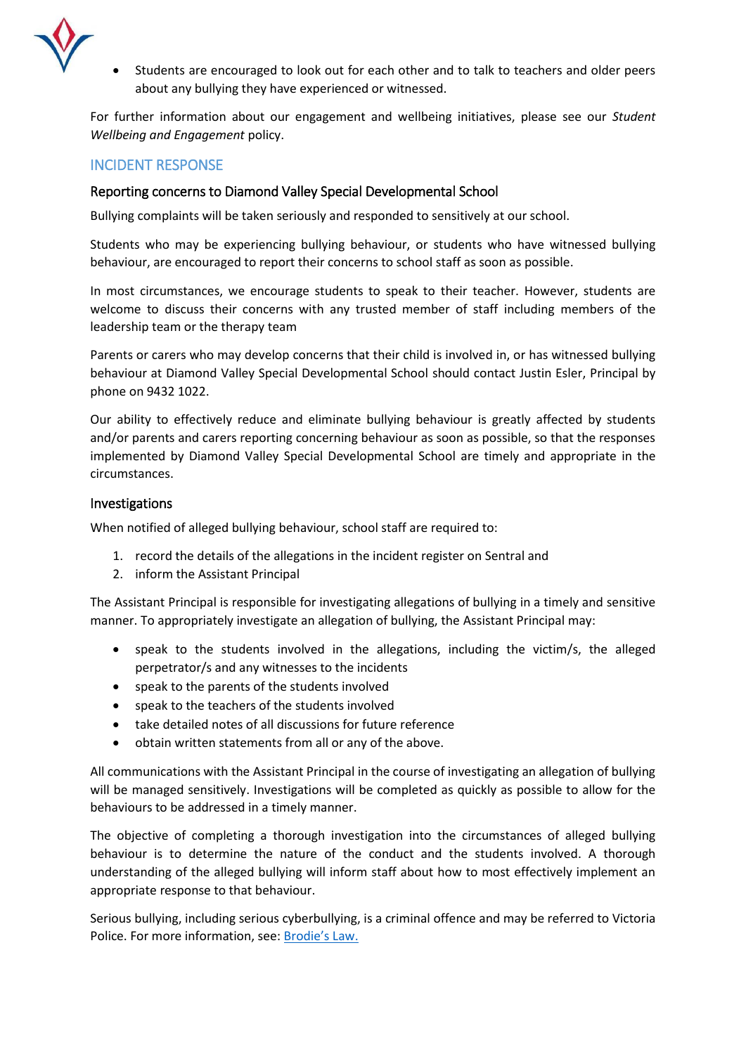- Students are encouraged to look out for each other and to talk to teachers and older peers about any bullying they have experienced or witnessed.

For further information about our engagement and wellbeing initiatives, please see our *Student Wellbeing and Engagement* policy.

## INCIDENT RESPONSE

### Reporting concerns to Diamond Valley Special Developmental School

Bullying complaints will be taken seriously and responded to sensitively at our school.

Students who may be experiencing bullying behaviour, or students who have witnessed bullying behaviour, are encouraged to report their concerns to school staff as soon as possible.

In most circumstances, we encourage students to speak to their teacher. However, students are welcome to discuss their concerns with any trusted member of staff including members of the leadership team or the therapy team

Parents or carers who may develop concerns that their child is involved in, or has witnessed bullying behaviour at Diamond Valley Special Developmental School should contact Justin Esler, Principal by phone on 9432 1022.

Our ability to effectively reduce and eliminate bullying behaviour is greatly affected by students and/or parents and carers reporting concerning behaviour as soon as possible, so that the responses implemented by Diamond Valley Special Developmental School are timely and appropriate in the circumstances.

### Investigations

When notified of alleged bullying behaviour, school staff are required to:

1. record the details of the allegations in the incident register on Sentral and
2. inform the Assistant Principal

The Assistant Principal is responsible for investigating allegations of bullying in a timely and sensitive manner. To appropriately investigate an allegation of bullying, the Assistant Principal may:

- speak to the students involved in the allegations, including the victim/s, the alleged perpetrator/s and any witnesses to the incidents
- speak to the parents of the students involved
- speak to the teachers of the students involved
- take detailed notes of all discussions for future reference
- obtain written statements from all or any of the above.

All communications with the Assistant Principal in the course of investigating an allegation of bullying will be managed sensitively. Investigations will be completed as quickly as possible to allow for the behaviours to be addressed in a timely manner.

The objective of completing a thorough investigation into the circumstances of alleged bullying behaviour is to determine the nature of the conduct and the students involved. A thorough understanding of the alleged bullying will inform staff about how to most effectively implement an appropriate response to that behaviour.

Serious bullying, including serious cyberbullying, is a criminal offence and may be referred to Victoria Police. For more information, see: [Brodie's Law.]()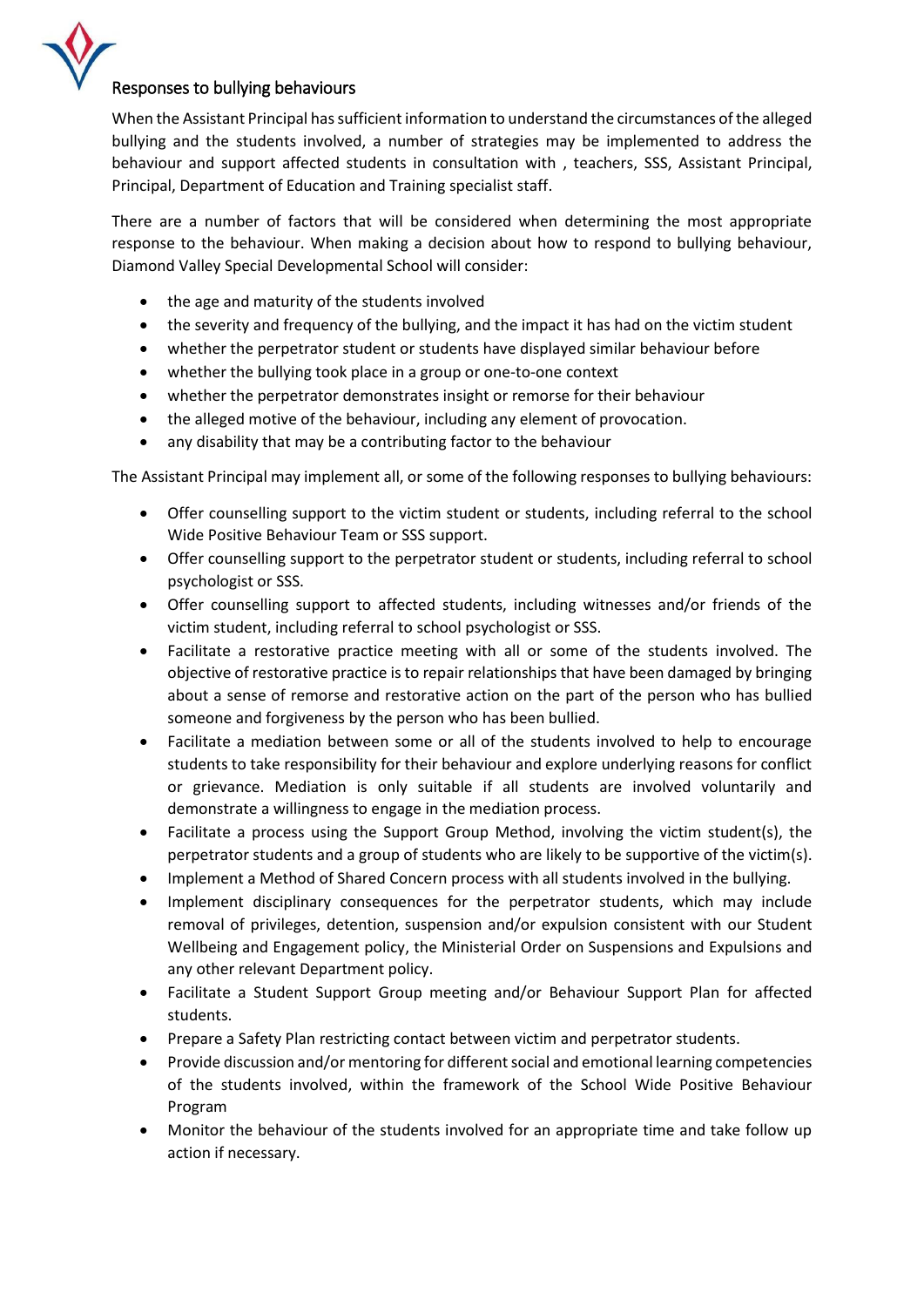## Responses to bullying behaviours

When the Assistant Principal has sufficient information to understand the circumstances of the alleged bullying and the students involved, a number of strategies may be implemented to address the behaviour and support affected students in consultation with , teachers, SSS, Assistant Principal, Principal, Department of Education and Training specialist staff.

There are a number of factors that will be considered when determining the most appropriate response to the behaviour. When making a decision about how to respond to bullying behaviour, Diamond Valley Special Developmental School will consider:

- the age and maturity of the students involved
- the severity and frequency of the bullying, and the impact it has had on the victim student
- whether the perpetrator student or students have displayed similar behaviour before
- whether the bullying took place in a group or one-to-one context
- whether the perpetrator demonstrates insight or remorse for their behaviour
- the alleged motive of the behaviour, including any element of provocation.
- any disability that may be a contributing factor to the behaviour

The Assistant Principal may implement all, or some of the following responses to bullying behaviours:

- Offer counselling support to the victim student or students, including referral to the school Wide Positive Behaviour Team or SSS support.
- Offer counselling support to the perpetrator student or students, including referral to school psychologist or SSS.
- Offer counselling support to affected students, including witnesses and/or friends of the victim student, including referral to school psychologist or SSS.
- Facilitate a restorative practice meeting with all or some of the students involved. The objective of restorative practice is to repair relationships that have been damaged by bringing about a sense of remorse and restorative action on the part of the person who has bullied someone and forgiveness by the person who has been bullied.
- Facilitate a mediation between some or all of the students involved to help to encourage students to take responsibility for their behaviour and explore underlying reasons for conflict or grievance. Mediation is only suitable if all students are involved voluntarily and demonstrate a willingness to engage in the mediation process.
- Facilitate a process using the Support Group Method, involving the victim student(s), the perpetrator students and a group of students who are likely to be supportive of the victim(s).
- Implement a Method of Shared Concern process with all students involved in the bullying.
- Implement disciplinary consequences for the perpetrator students, which may include removal of privileges, detention, suspension and/or expulsion consistent with our Student Wellbeing and Engagement policy, the Ministerial Order on Suspensions and Expulsions and any other relevant Department policy.
- Facilitate a Student Support Group meeting and/or Behaviour Support Plan for affected students.
- Prepare a Safety Plan restricting contact between victim and perpetrator students.
- Provide discussion and/or mentoring for different social and emotional learning competencies of the students involved, within the framework of the School Wide Positive Behaviour Program
- Monitor the behaviour of the students involved for an appropriate time and take follow up action if necessary.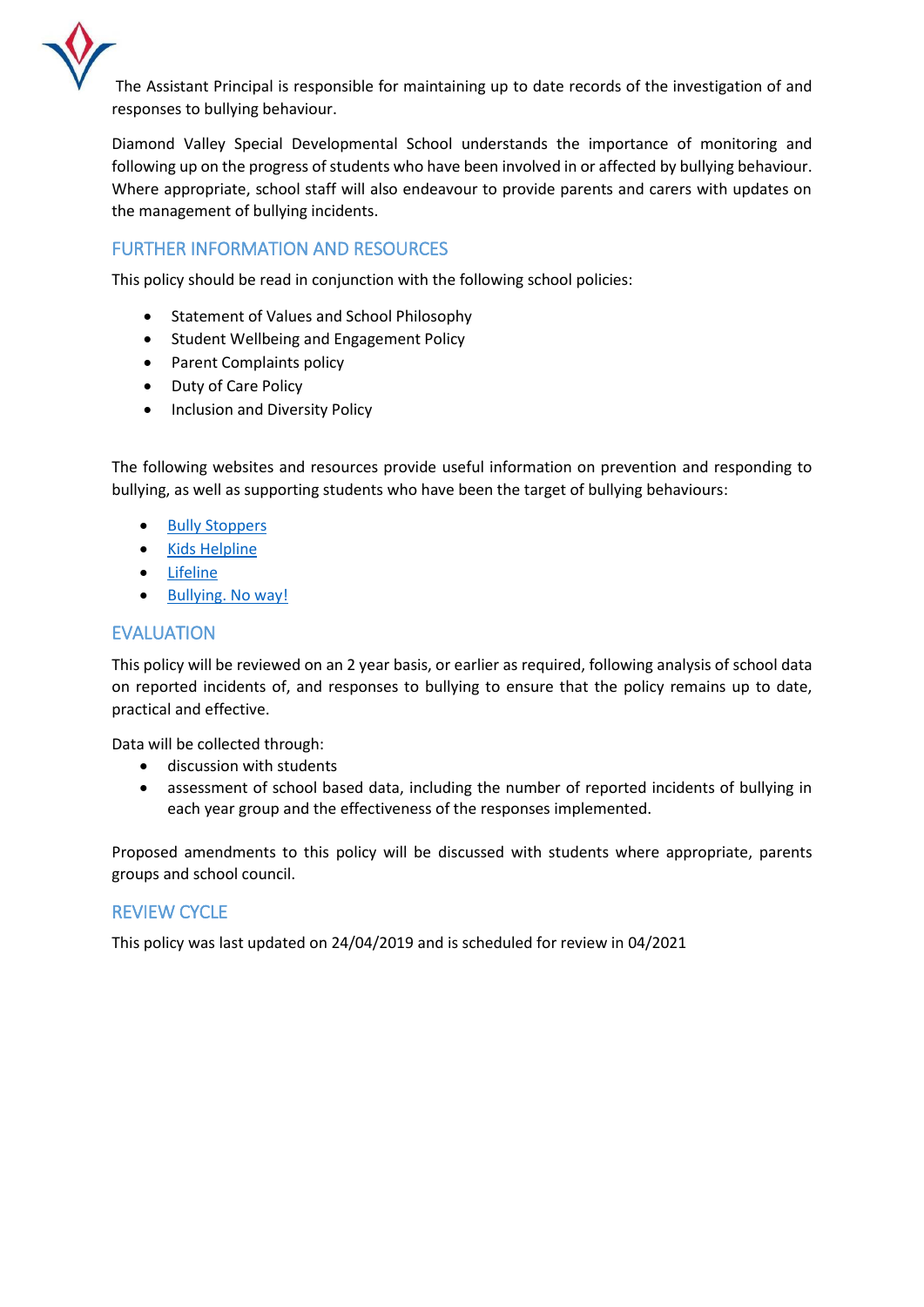The Assistant Principal is responsible for maintaining up to date records of the investigation of and responses to bullying behaviour.

Diamond Valley Special Developmental School understands the importance of monitoring and following up on the progress of students who have been involved in or affected by bullying behaviour. Where appropriate, school staff will also endeavour to provide parents and carers with updates on the management of bullying incidents.

## FURTHER INFORMATION AND RESOURCES

This policy should be read in conjunction with the following school policies:

- Statement of Values and School Philosophy
- Student Wellbeing and Engagement Policy
- Parent Complaints policy
- Duty of Care Policy
- Inclusion and Diversity Policy

The following websites and resources provide useful information on prevention and responding to bullying, as well as supporting students who have been the target of bullying behaviours:

- Bully Stoppers
- Kids Helpline
- Lifeline
- Bullying. No way!

## EVALUATION

This policy will be reviewed on an 2 year basis, or earlier as required, following analysis of school data on reported incidents of, and responses to bullying to ensure that the policy remains up to date, practical and effective.

Data will be collected through:

- discussion with students
- assessment of school based data, including the number of reported incidents of bullying in each year group and the effectiveness of the responses implemented.

Proposed amendments to this policy will be discussed with students where appropriate, parents groups and school council.

## REVIEW CYCLE

This policy was last updated on 24/04/2019 and is scheduled for review in 04/2021